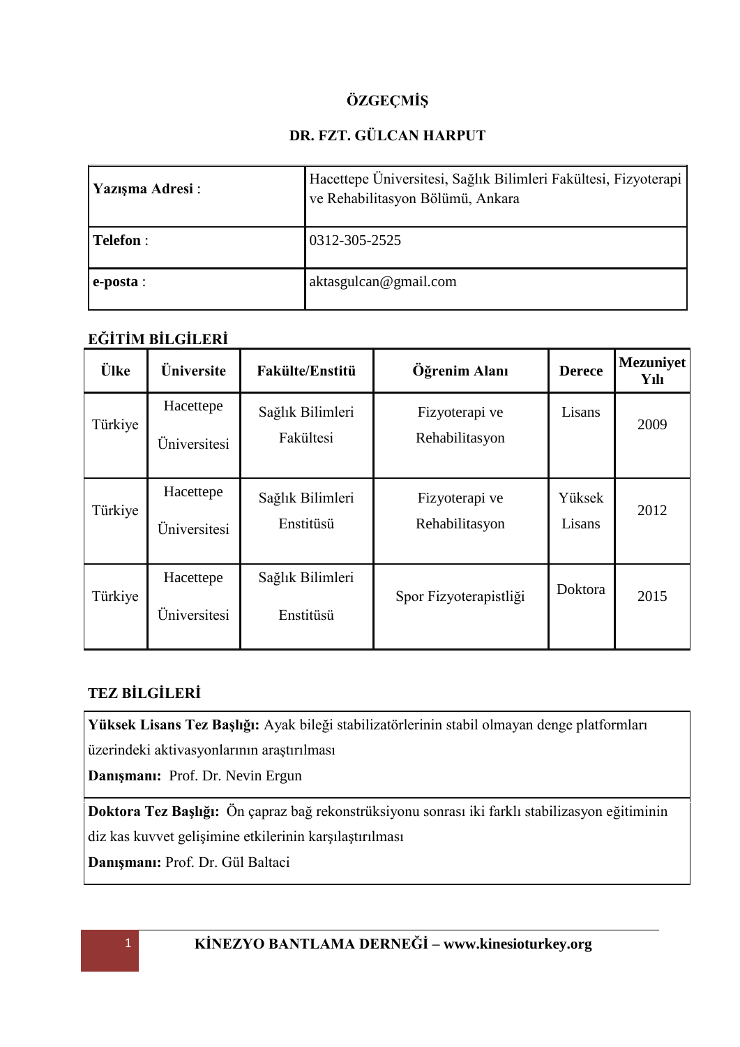# ÖZGEÇMİŞ

## DR. FZT. GÜLCAN HARPUT

| | |
|---|---|
| **Yazışma Adresi** : | Hacettepe Üniversitesi, Sağlık Bilimleri Fakültesi, Fizyoterapi ve Rehabilitasyon Bölümü, Ankara |
| **Telefon** : | 0312-305-2525 |
| **e-posta** : | aktasgulcan@gmail.com |

### EĞİTİM BİLGİLERİ

| Ülke | Üniversite | Fakülte/Enstitü | Öğrenim Alanı | Derece | Mezuniyet Yılı |
|---|---|---|---|---|---|
| Türkiye | Hacettepe Üniversitesi | Sağlık Bilimleri Fakültesi | Fizyoterapi ve Rehabilitasyon | Lisans | 2009 |
| Türkiye | Hacettepe Üniversitesi | Sağlık Bilimleri Enstitüsü | Fizyoterapi ve Rehabilitasyon | Yüksek Lisans | 2012 |
| Türkiye | Hacettepe Üniversitesi | Sağlık Bilimleri Enstitüsü | Spor Fizyoterapistliği | Doktora | 2015 |

### TEZ BİLGİLERİ

**Yüksek Lisans Tez Başlığı:** Ayak bileği stabilizatörlerinin stabil olmayan denge platformları üzerindeki aktivasyonlarının araştırılması

**Danışmanı:** Prof. Dr. Nevin Ergun

**Doktora Tez Başlığı:** Ön çapraz bağ rekonstrüksiyonu sonrası iki farklı stabilizasyon eğitiminin diz kas kuvvet gelişimine etkilerinin karşılaştırılması

**Danışmanı:** Prof. Dr. Gül Baltaci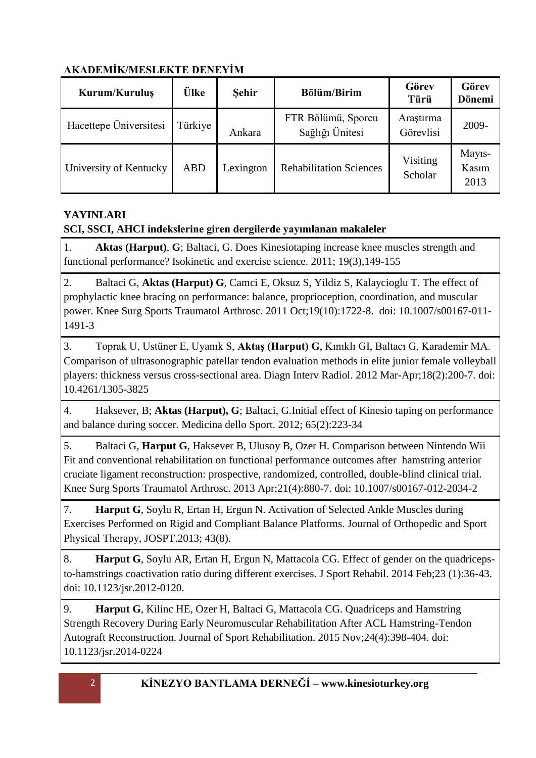## AKADEMİK/MESLEKTE DENEYİM

| Kurum/Kuruluş | Ülke | Şehir | Bölüm/Birim | Görev Türü | Görev Dönemi |
|---|---|---|---|---|---|
| Hacettepe Üniversitesi | Türkiye | Ankara | FTR Bölümü, Sporcu Sağlığı Ünitesi | Araştırma Görevlisi | 2009- |
| University of Kentucky | ABD | Lexington | Rehabilitation Sciences | Visiting Scholar | Mayıs-Kasım 2013 |

## YAYINLARI

### SCI, SSCI, AHCI indekslerine giren dergilerde yayımlanan makaleler

1. **Aktas (Harput)**, **G**; Baltaci, G. Does Kinesiotaping increase knee muscles strength and functional performance? Isokinetic and exercise science. 2011; 19(3),149-155

2. Baltaci G, **Aktas (Harput) G**, Camci E, Oksuz S, Yildiz S, Kalaycioglu T. The effect of prophylactic knee bracing on performance: balance, proprioception, coordination, and muscular power. Knee Surg Sports Traumatol Arthrosc. 2011 Oct;19(10):1722-8. doi: 10.1007/s00167-011-1491-3

3. Toprak U, Ustüner E, Uyanık S, **Aktaş (Harput) G**, Kınıklı GI, Baltacı G, Karademir MA. Comparison of ultrasonographic patellar tendon evaluation methods in elite junior female volleyball players: thickness versus cross-sectional area. Diagn Interv Radiol. 2012 Mar-Apr;18(2):200-7. doi: 10.4261/1305-3825

4. Haksever, B; **Aktas (Harput), G**; Baltaci, G.Initial effect of Kinesio taping on performance and balance during soccer. Medicina dello Sport. 2012; 65(2):223-34

5. Baltaci G, **Harput G**, Haksever B, Ulusoy B, Ozer H. Comparison between Nintendo Wii Fit and conventional rehabilitation on functional performance outcomes after hamstring anterior cruciate ligament reconstruction: prospective, randomized, controlled, double-blind clinical trial. Knee Surg Sports Traumatol Arthrosc. 2013 Apr;21(4):880-7. doi: 10.1007/s00167-012-2034-2

7. **Harput G**, Soylu R, Ertan H, Ergun N. Activation of Selected Ankle Muscles during Exercises Performed on Rigid and Compliant Balance Platforms. Journal of Orthopedic and Sport Physical Therapy, JOSPT.2013; 43(8).

8. **Harput G**, Soylu AR, Ertan H, Ergun N, Mattacola CG. Effect of gender on the quadriceps-to-hamstrings coactivation ratio during different exercises. J Sport Rehabil. 2014 Feb;23 (1):36-43. doi: 10.1123/jsr.2012-0120.

9. **Harput G**, Kilinc HE, Ozer H, Baltaci G, Mattacola CG. Quadriceps and Hamstring Strength Recovery During Early Neuromuscular Rehabilitation After ACL Hamstring-Tendon Autograft Reconstruction. Journal of Sport Rehabilitation. 2015 Nov;24(4):398-404. doi: 10.1123/jsr.2014-0224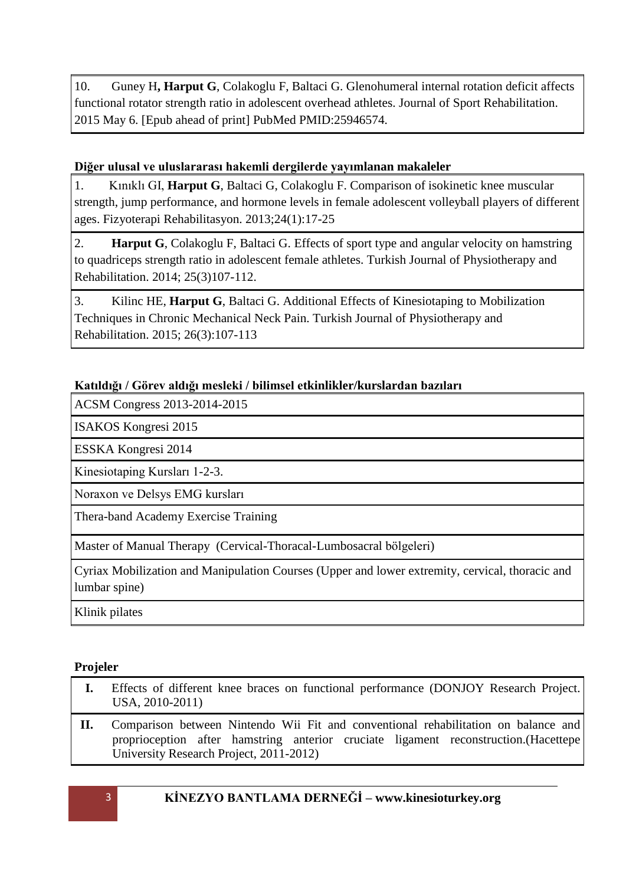10. Guney H**, Harput G**, Colakoglu F, Baltaci G. Glenohumeral internal rotation deficit affects functional rotator strength ratio in adolescent overhead athletes. Journal of Sport Rehabilitation. 2015 May 6. [Epub ahead of print] PubMed PMID:25946574.

### Diğer ulusal ve uluslararası hakemli dergilerde yayımlanan makaleler

1. Kınıklı GI, **Harput G**, Baltaci G, Colakoglu F. Comparison of isokinetic knee muscular strength, jump performance, and hormone levels in female adolescent volleyball players of different ages. Fizyoterapi Rehabilitasyon. 2013;24(1):17-25

2. **Harput G**, Colakoglu F, Baltaci G. Effects of sport type and angular velocity on hamstring to quadriceps strength ratio in adolescent female athletes. Turkish Journal of Physiotherapy and Rehabilitation. 2014; 25(3)107-112.

3. Kilinc HE, **Harput G**, Baltaci G. Additional Effects of Kinesiotaping to Mobilization Techniques in Chronic Mechanical Neck Pain. Turkish Journal of Physiotherapy and Rehabilitation. 2015; 26(3):107-113

### Katıldığı / Görev aldığı mesleki / bilimsel etkinlikler/kurslardan bazıları

- ACSM Congress 2013-2014-2015
- ISAKOS Kongresi 2015
- ESSKA Kongresi 2014
- Kinesiotaping Kursları 1-2-3.
- Noraxon ve Delsys EMG kursları
- Thera-band Academy Exercise Training
- Master of Manual Therapy (Cervical-Thoracal-Lumbosacral bölgeleri)
- Cyriax Mobilization and Manipulation Courses (Upper and lower extremity, cervical, thoracic and lumbar spine)
- Klinik pilates

### Projeler

**I.** Effects of different knee braces on functional performance (DONJOY Research Project. USA, 2010-2011)

**II.** Comparison between Nintendo Wii Fit and conventional rehabilitation on balance and proprioception after hamstring anterior cruciate ligament reconstruction.(Hacettepe University Research Project, 2011-2012)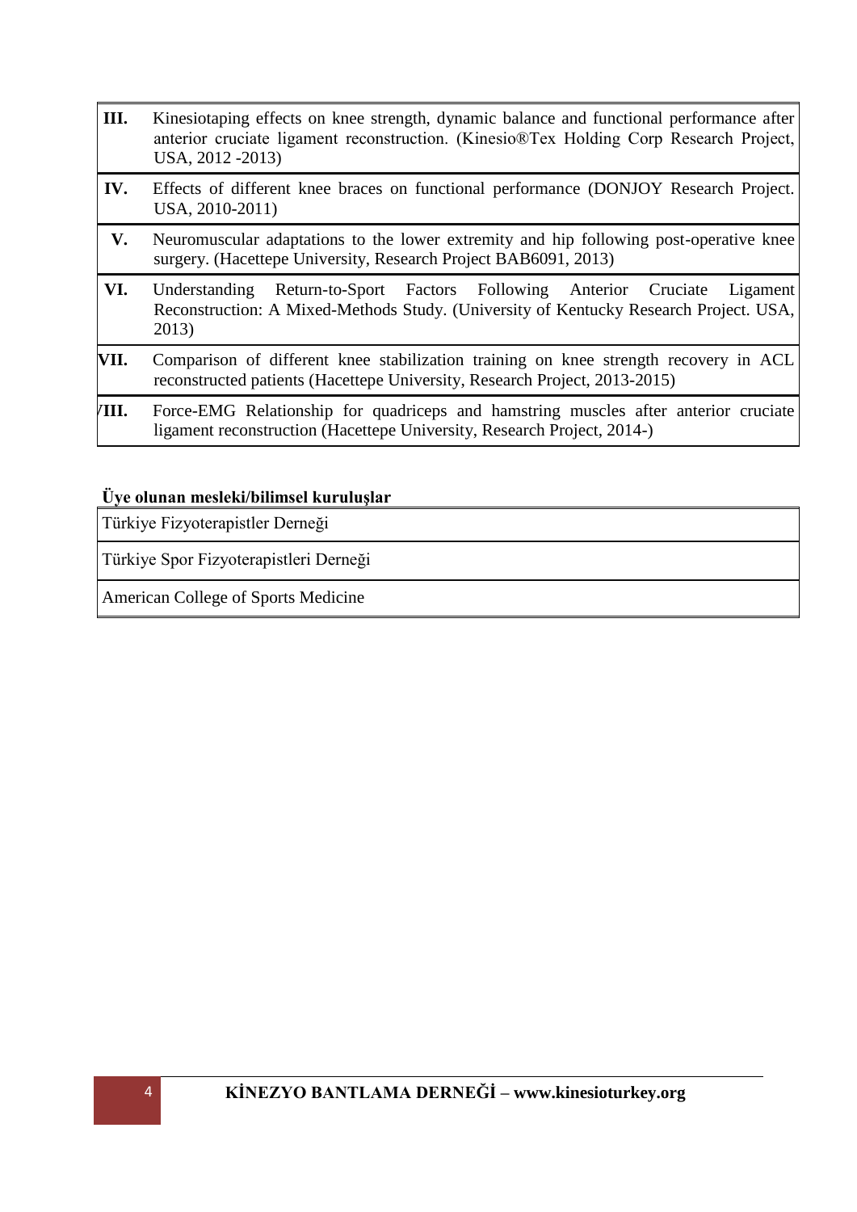| | |
|---|---|
| **III.** | Kinesiotaping effects on knee strength, dynamic balance and functional performance after anterior cruciate ligament reconstruction. (Kinesio®Tex Holding Corp Research Project, USA, 2012 -2013) |
| **IV.** | Effects of different knee braces on functional performance (DONJOY Research Project. USA, 2010-2011) |
| **V.** | Neuromuscular adaptations to the lower extremity and hip following post-operative knee surgery. (Hacettepe University, Research Project BAB6091, 2013) |
| **VI.** | Understanding Return-to-Sport Factors Following Anterior Cruciate Ligament Reconstruction: A Mixed-Methods Study. (University of Kentucky Research Project. USA, 2013) |
| **VII.** | Comparison of different knee stabilization training on knee strength recovery in ACL reconstructed patients (Hacettepe University, Research Project, 2013-2015) |
| **VIII.** | Force-EMG Relationship for quadriceps and hamstring muscles after anterior cruciate ligament reconstruction (Hacettepe University, Research Project, 2014-) |

**Üye olunan mesleki/bilimsel kuruluşlar**

| |
|---|
| Türkiye Fizyoterapistler Derneği |
| Türkiye Spor Fizyoterapistleri Derneği |
| American College of Sports Medicine |